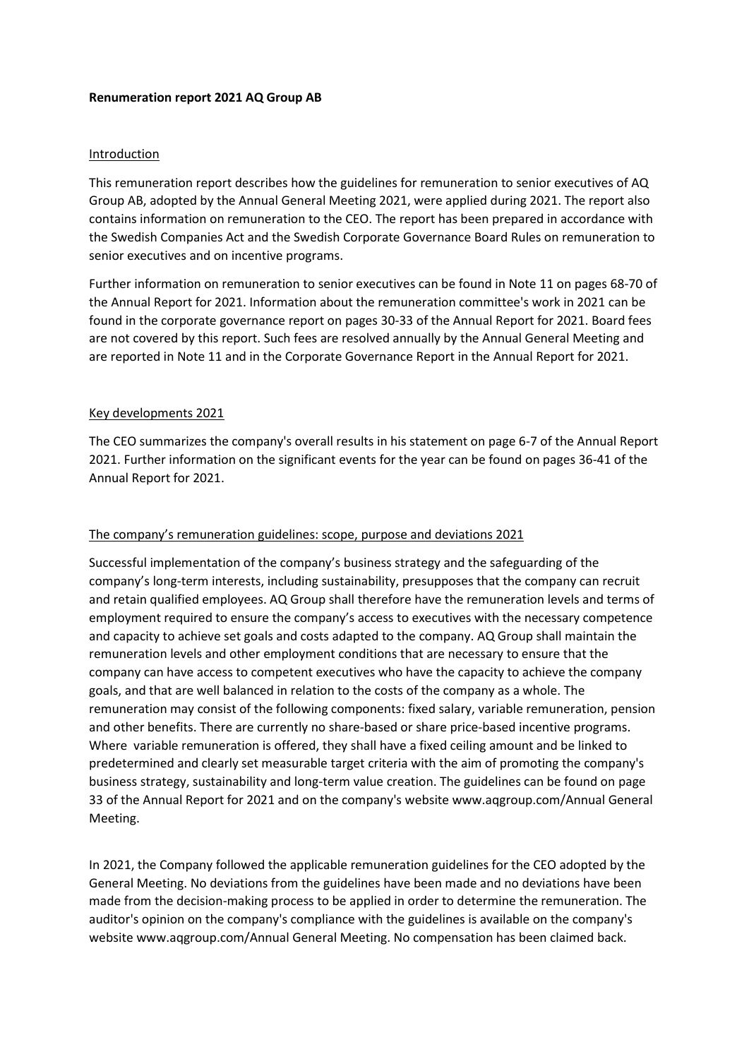**Renumeration report 2021 AQ Group AB**

## Introduction

This remuneration report describes how the guidelines for remuneration to senior executives of AQ Group AB, adopted by the Annual General Meeting 2021, were applied during 2021. The report also contains information on remuneration to the CEO. The report has been prepared in accordance with the Swedish Companies Act and the Swedish Corporate Governance Board Rules on remuneration to senior executives and on incentive programs.

Further information on remuneration to senior executives can be found in Note 11 on pages 68-70 of the Annual Report for 2021. Information about the remuneration committee's work in 2021 can be found in the corporate governance report on pages 30-33 of the Annual Report for 2021. Board fees are not covered by this report. Such fees are resolved annually by the Annual General Meeting and are reported in Note 11 and in the Corporate Governance Report in the Annual Report for 2021.

## Key developments 2021

The CEO summarizes the company's overall results in his statement on page 6-7 of the Annual Report 2021. Further information on the significant events for the year can be found on pages 36-41 of the Annual Report for 2021.

## The company's remuneration guidelines: scope, purpose and deviations 2021

Successful implementation of the company's business strategy and the safeguarding of the company's long-term interests, including sustainability, presupposes that the company can recruit and retain qualified employees. AQ Group shall therefore have the remuneration levels and terms of employment required to ensure the company's access to executives with the necessary competence and capacity to achieve set goals and costs adapted to the company. AQ Group shall maintain the remuneration levels and other employment conditions that are necessary to ensure that the company can have access to competent executives who have the capacity to achieve the company goals, and that are well balanced in relation to the costs of the company as a whole. The remuneration may consist of the following components: fixed salary, variable remuneration, pension and other benefits. There are currently no share-based or share price-based incentive programs. Where variable remuneration is offered, they shall have a fixed ceiling amount and be linked to predetermined and clearly set measurable target criteria with the aim of promoting the company's business strategy, sustainability and long-term value creation. The guidelines can be found on page 33 of the Annual Report for 2021 and on the company's website www.aqgroup.com/Annual General Meeting.

In 2021, the Company followed the applicable remuneration guidelines for the CEO adopted by the General Meeting. No deviations from the guidelines have been made and no deviations have been made from the decision-making process to be applied in order to determine the remuneration. The auditor's opinion on the company's compliance with the guidelines is available on the company's website www.aqgroup.com/Annual General Meeting. No compensation has been claimed back.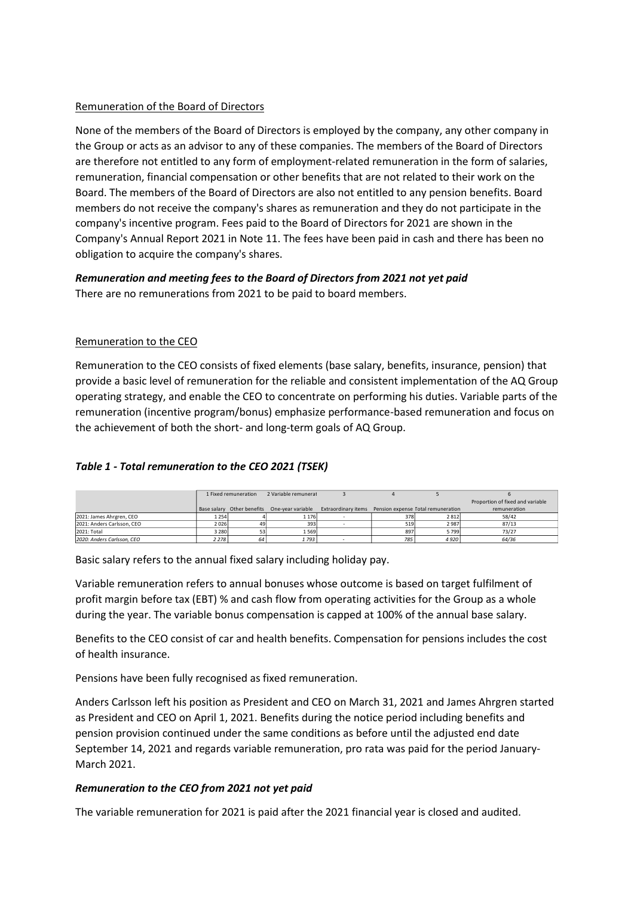Remuneration of the Board of Directors

None of the members of the Board of Directors is employed by the company, any other company in the Group or acts as an advisor to any of these companies. The members of the Board of Directors are therefore not entitled to any form of employment-related remuneration in the form of salaries, remuneration, financial compensation or other benefits that are not related to their work on the Board. The members of the Board of Directors are also not entitled to any pension benefits. Board members do not receive the company's shares as remuneration and they do not participate in the company's incentive program. Fees paid to the Board of Directors for 2021 are shown in the Company's Annual Report 2021 in Note 11. The fees have been paid in cash and there has been no obligation to acquire the company's shares.

***Remuneration and meeting fees to the Board of Directors from 2021 not yet paid***

There are no remunerations from 2021 to be paid to board members.

Remuneration to the CEO

Remuneration to the CEO consists of fixed elements (base salary, benefits, insurance, pension) that provide a basic level of remuneration for the reliable and consistent implementation of the AQ Group operating strategy, and enable the CEO to concentrate on performing his duties. Variable parts of the remuneration (incentive program/bonus) emphasize performance-based remuneration and focus on the achievement of both the short- and long-term goals of AQ Group.

***Table 1 - Total remuneration to the CEO 2021 (TSEK)***

| | 1 Fixed remuneration | | 2 Variable remunerat | 3 | 4 | 5 | 6 |
|---|---|---|---|---|---|---|---|
| | Base salary | Other benefits | One-year variable | Extraordinary items | Pension expense | Total remuneration | Proportion of fixed and variable remuneration |
| 2021: James Ahrgren, CEO | 1 254 | 4 | 1 176 | - | 378 | 2 812 | 58/42 |
| 2021: Anders Carlsson, CEO | 2 026 | 49 | 393 | - | 519 | 2 987 | 87/13 |
| 2021: Total | 3 280 | 53 | 1 569 | | 897 | 5 799 | 73/27 |
| *2020: Anders Carlsson, CEO* | *2 278* | *64* | *1 793* | - | *785* | *4 920* | *64/36* |

Basic salary refers to the annual fixed salary including holiday pay.

Variable remuneration refers to annual bonuses whose outcome is based on target fulfilment of profit margin before tax (EBT) % and cash flow from operating activities for the Group as a whole during the year. The variable bonus compensation is capped at 100% of the annual base salary.

Benefits to the CEO consist of car and health benefits. Compensation for pensions includes the cost of health insurance.

Pensions have been fully recognised as fixed remuneration.

Anders Carlsson left his position as President and CEO on March 31, 2021 and James Ahrgren started as President and CEO on April 1, 2021. Benefits during the notice period including benefits and pension provision continued under the same conditions as before until the adjusted end date September 14, 2021 and regards variable remuneration, pro rata was paid for the period January-March 2021.

***Remuneration to the CEO from 2021 not yet paid***

The variable remuneration for 2021 is paid after the 2021 financial year is closed and audited.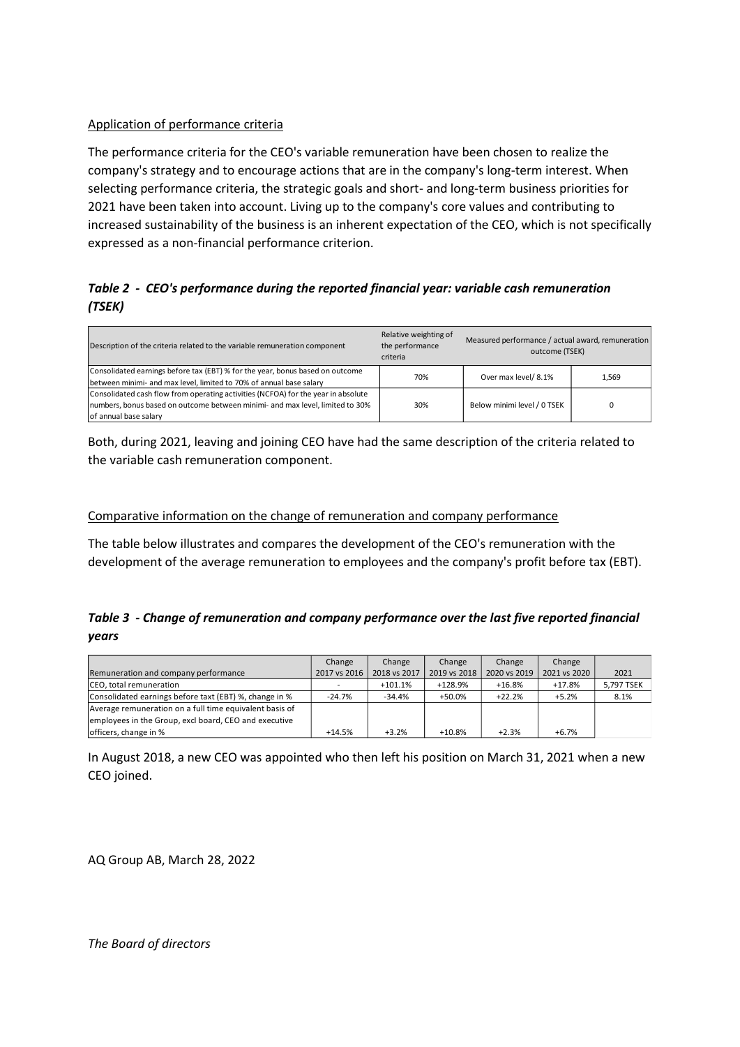Application of performance criteria

The performance criteria for the CEO's variable remuneration have been chosen to realize the company's strategy and to encourage actions that are in the company's long-term interest. When selecting performance criteria, the strategic goals and short- and long-term business priorities for 2021 have been taken into account. Living up to the company's core values and contributing to increased sustainability of the business is an inherent expectation of the CEO, which is not specifically expressed as a non-financial performance criterion.

***Table 2 - CEO's performance during the reported financial year: variable cash remuneration (TSEK)***

| Description of the criteria related to the variable remuneration component | Relative weighting of the performance criteria | Measured performance / actual award, remuneration outcome (TSEK) | |
|---|---|---|---|
| Consolidated earnings before tax (EBT) % for the year, bonus based on outcome between minimi- and max level, limited to 70% of annual base salary | 70% | Over max level/ 8.1% | 1,569 |
| Consolidated cash flow from operating activities (NCFOA) for the year in absolute numbers, bonus based on outcome between minimi- and max level, limited to 30% of annual base salary | 30% | Below minimi level / 0 TSEK | 0 |

Both, during 2021, leaving and joining CEO have had the same description of the criteria related to the variable cash remuneration component.

Comparative information on the change of remuneration and company performance

The table below illustrates and compares the development of the CEO's remuneration with the development of the average remuneration to employees and the company's profit before tax (EBT).

***Table 3 - Change of remuneration and company performance over the last five reported financial years***

| Remuneration and company performance | Change 2017 vs 2016 | Change 2018 vs 2017 | Change 2019 vs 2018 | Change 2020 vs 2019 | Change 2021 vs 2020 | 2021 |
|---|---|---|---|---|---|---|
| CEO, total remuneration | - | +101.1% | +128.9% | +16.8% | +17.8% | 5,797 TSEK |
| Consolidated earnings before taxt (EBT) %, change in % | -24.7% | -34.4% | +50.0% | +22.2% | +5.2% | 8.1% |
| Average remuneration on a full time equivalent basis of employees in the Group, excl board, CEO and executive officers, change in % | +14.5% | +3.2% | +10.8% | +2.3% | +6.7% | |

In August 2018, a new CEO was appointed who then left his position on March 31, 2021 when a new CEO joined.

AQ Group AB, March 28, 2022

*The Board of directors*